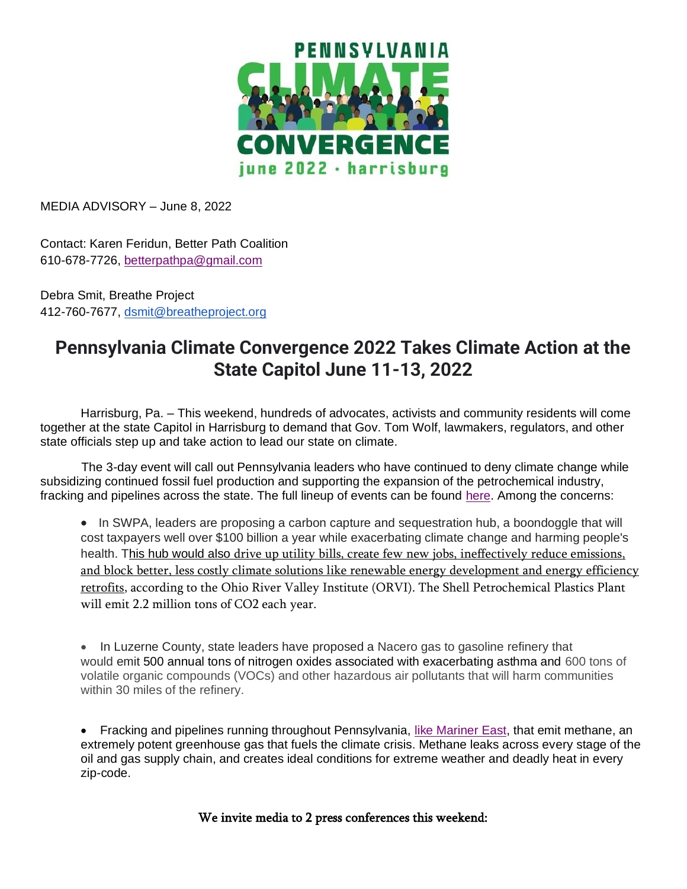PENNSYLVANIA CLIMATE CONVERGENCE

june 2022 · harrisburg

MEDIA ADVISORY – June 8, 2022

Contact: Karen Feridun, Better Path Coalition
610-678-7726, betterpathpa@gmail.com

Debra Smit, Breathe Project
412-760-7677, dsmit@breatheproject.org

# Pennsylvania Climate Convergence 2022 Takes Climate Action at the State Capitol June 11-13, 2022

Harrisburg, Pa. – This weekend, hundreds of advocates, activists and community residents will come together at the state Capitol in Harrisburg to demand that Gov. Tom Wolf, lawmakers, regulators, and other state officials step up and take action to lead our state on climate.

The 3-day event will call out Pennsylvania leaders who have continued to deny climate change while subsidizing continued fossil fuel production and supporting the expansion of the petrochemical industry, fracking and pipelines across the state. The full lineup of events can be found here. Among the concerns:

- In SWPA, leaders are proposing a carbon capture and sequestration hub, a boondoggle that will cost taxpayers well over $100 billion a year while exacerbating climate change and harming people's health. This hub would also drive up utility bills, create few new jobs, ineffectively reduce emissions, and block better, less costly climate solutions like renewable energy development and energy efficiency retrofits, according to the Ohio River Valley Institute (ORVI). The Shell Petrochemical Plastics Plant will emit 2.2 million tons of $CO_2$ each year.

- In Luzerne County, state leaders have proposed a Nacero gas to gasoline refinery that would emit 500 annual tons of nitrogen oxides associated with exacerbating asthma and 600 tons of volatile organic compounds (VOCs) and other hazardous air pollutants that will harm communities within 30 miles of the refinery.

- Fracking and pipelines running throughout Pennsylvania, like Mariner East, that emit methane, an extremely potent greenhouse gas that fuels the climate crisis. Methane leaks across every stage of the oil and gas supply chain, and creates ideal conditions for extreme weather and deadly heat in every zip-code.

**We invite media to 2 press conferences this weekend:**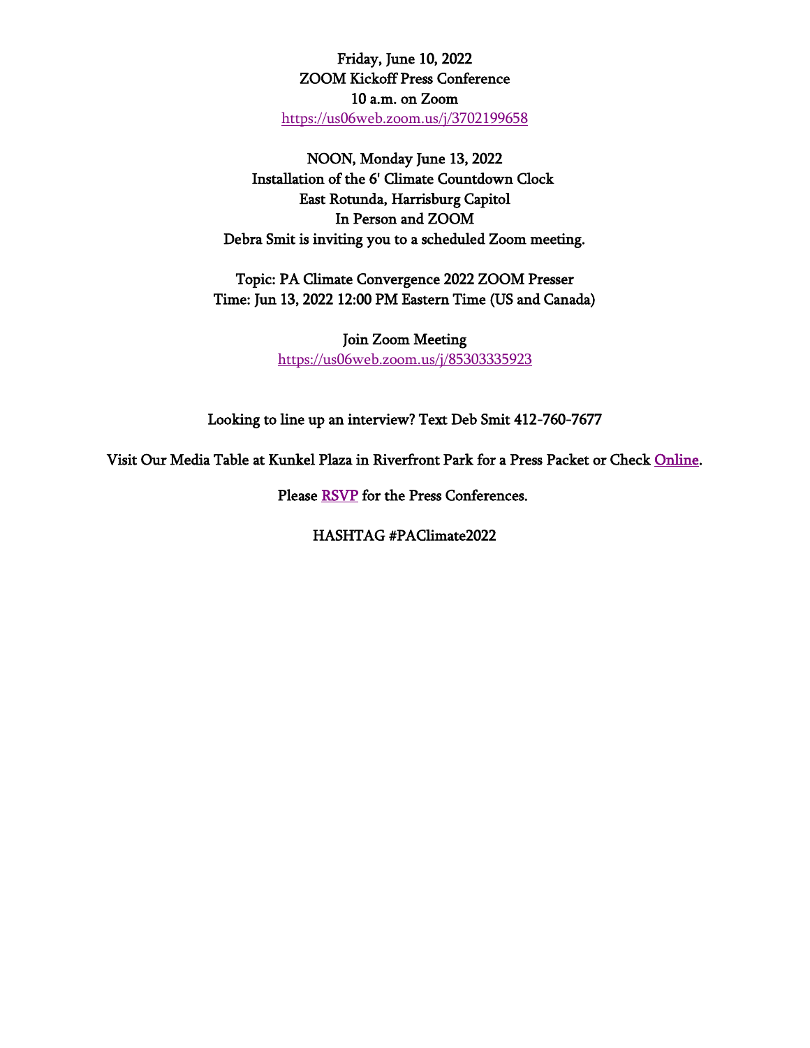Friday, June 10, 2022
ZOOM Kickoff Press Conference
10 a.m. on Zoom
https://us06web.zoom.us/j/3702199658

NOON, Monday June 13, 2022
Installation of the 6' Climate Countdown Clock
East Rotunda, Harrisburg Capitol
In Person and ZOOM
Debra Smit is inviting you to a scheduled Zoom meeting.

Topic: PA Climate Convergence 2022 ZOOM Presser
Time: Jun 13, 2022 12:00 PM Eastern Time (US and Canada)

Join Zoom Meeting
https://us06web.zoom.us/j/85303335923

Looking to line up an interview? Text Deb Smit 412-760-7677

Visit Our Media Table at Kunkel Plaza in Riverfront Park for a Press Packet or Check Online.

Please RSVP for the Press Conferences.

HASHTAG #PAClimate2022